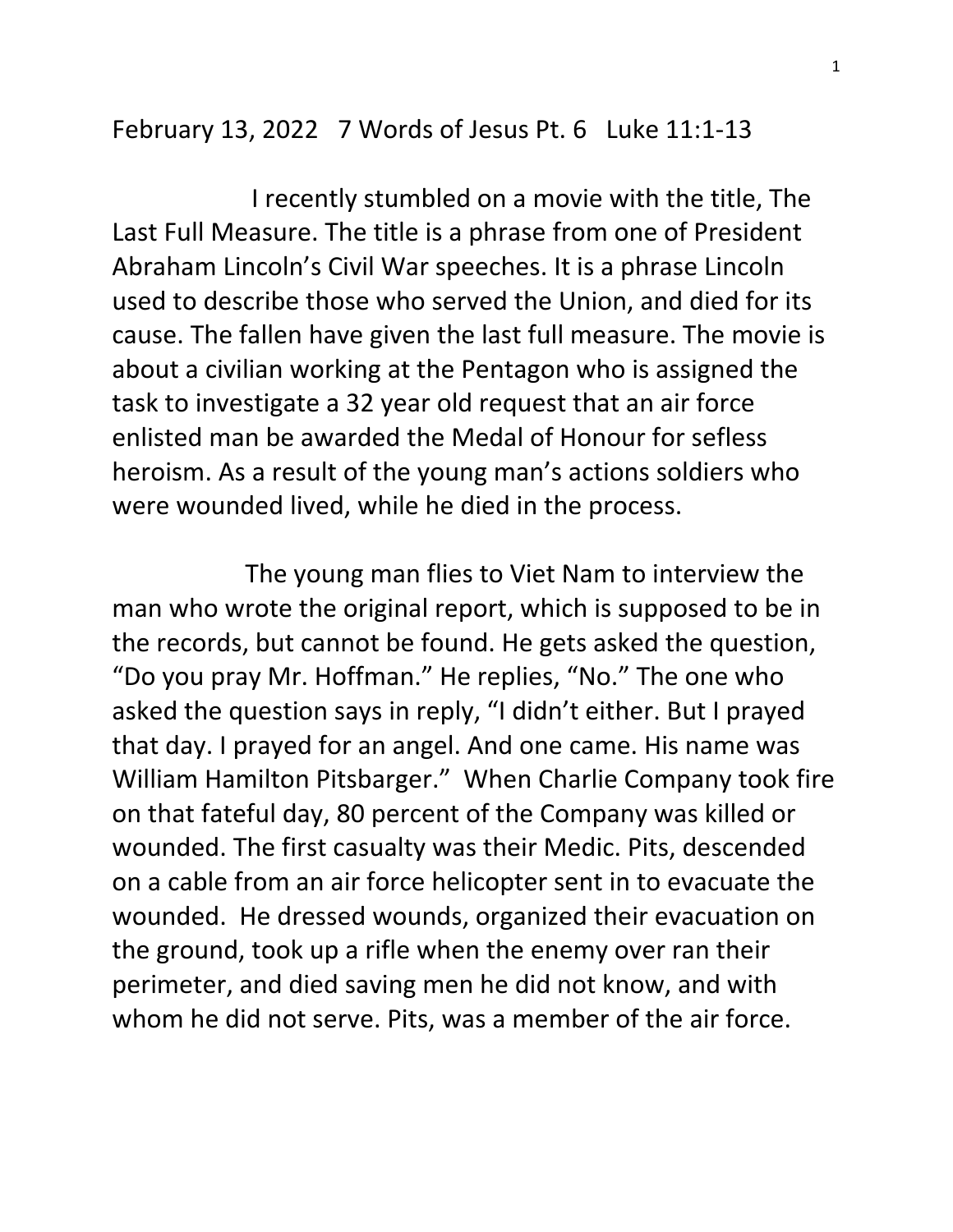February 13, 2022 7 Words of Jesus Pt. 6 Luke 11:1-13

I recently stumbled on a movie with the title, The Last Full Measure. The title is a phrase from one of President Abraham Lincoln's Civil War speeches. It is a phrase Lincoln used to describe those who served the Union, and died for its cause. The fallen have given the last full measure. The movie is about a civilian working at the Pentagon who is assigned the task to investigate a 32 year old request that an air force enlisted man be awarded the Medal of Honour for sefless heroism. As a result of the young man's actions soldiers who were wounded lived, while he died in the process.

The young man flies to Viet Nam to interview the man who wrote the original report, which is supposed to be in the records, but cannot be found. He gets asked the question, "Do you pray Mr. Hoffman." He replies, "No." The one who asked the question says in reply, "I didn't either. But I prayed that day. I prayed for an angel. And one came. His name was William Hamilton Pitsbarger." When Charlie Company took fire on that fateful day, 80 percent of the Company was killed or wounded. The first casualty was their Medic. Pits, descended on a cable from an air force helicopter sent in to evacuate the wounded. He dressed wounds, organized their evacuation on the ground, took up a rifle when the enemy over ran their perimeter, and died saving men he did not know, and with whom he did not serve. Pits, was a member of the air force.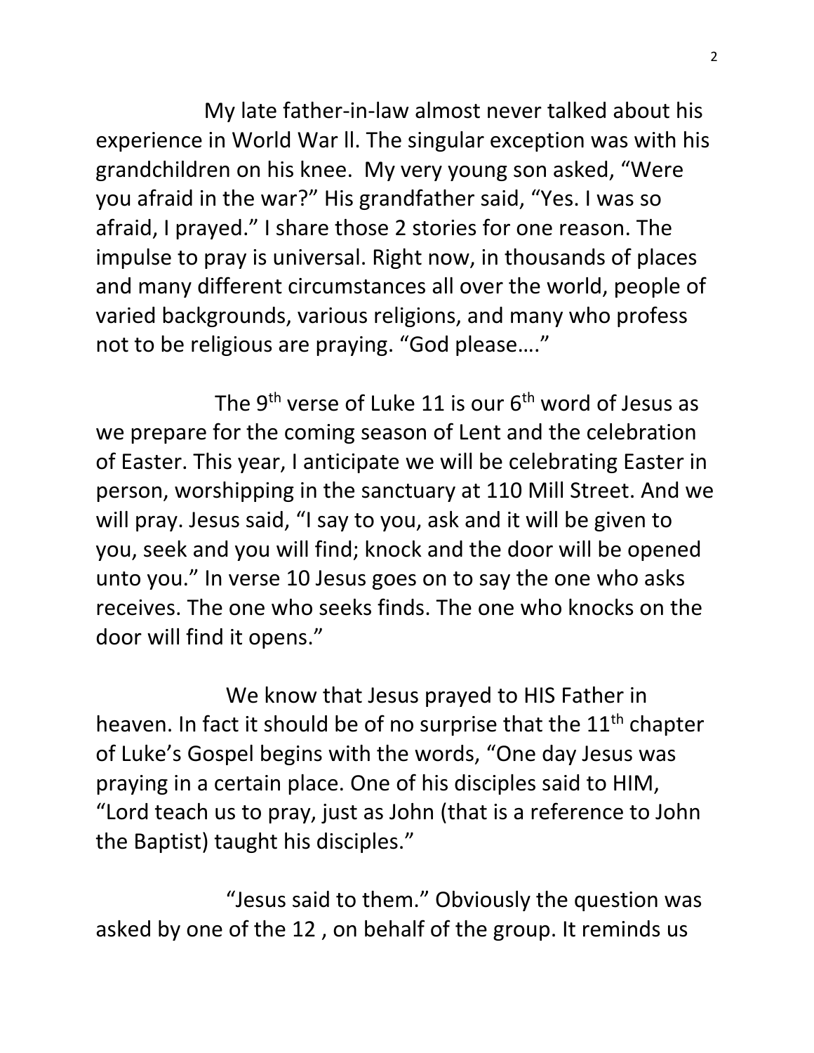My late father-in-law almost never talked about his experience in World War ll. The singular exception was with his grandchildren on his knee. My very young son asked, "Were you afraid in the war?" His grandfather said, "Yes. I was so afraid, I prayed." I share those 2 stories for one reason. The impulse to pray is universal. Right now, in thousands of places and many different circumstances all over the world, people of varied backgrounds, various religions, and many who profess not to be religious are praying. "God please…."

The 9th verse of Luke 11 is our 6th word of Jesus as we prepare for the coming season of Lent and the celebration of Easter. This year, I anticipate we will be celebrating Easter in person, worshipping in the sanctuary at 110 Mill Street. And we will pray. Jesus said, "I say to you, ask and it will be given to you, seek and you will find; knock and the door will be opened unto you." In verse 10 Jesus goes on to say the one who asks receives. The one who seeks finds. The one who knocks on the door will find it opens."

We know that Jesus prayed to HIS Father in heaven. In fact it should be of no surprise that the 11th chapter of Luke's Gospel begins with the words, "One day Jesus was praying in a certain place. One of his disciples said to HIM, "Lord teach us to pray, just as John (that is a reference to John the Baptist) taught his disciples."

"Jesus said to them." Obviously the question was asked by one of the 12 , on behalf of the group. It reminds us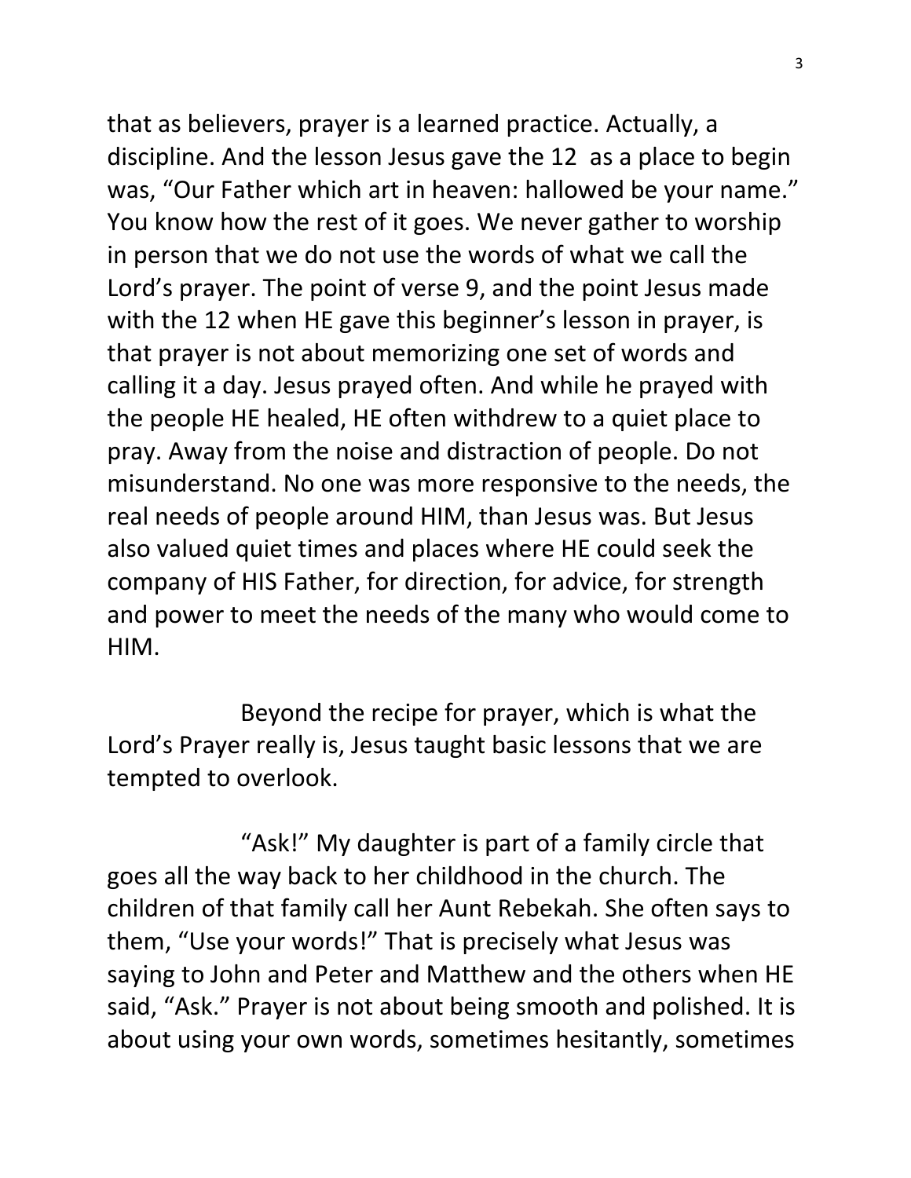that as believers, prayer is a learned practice. Actually, a discipline. And the lesson Jesus gave the 12 as a place to begin was, "Our Father which art in heaven: hallowed be your name." You know how the rest of it goes. We never gather to worship in person that we do not use the words of what we call the Lord's prayer. The point of verse 9, and the point Jesus made with the 12 when HE gave this beginner's lesson in prayer, is that prayer is not about memorizing one set of words and calling it a day. Jesus prayed often. And while he prayed with the people HE healed, HE often withdrew to a quiet place to pray. Away from the noise and distraction of people. Do not misunderstand. No one was more responsive to the needs, the real needs of people around HIM, than Jesus was. But Jesus also valued quiet times and places where HE could seek the company of HIS Father, for direction, for advice, for strength and power to meet the needs of the many who would come to HIM.

Beyond the recipe for prayer, which is what the Lord's Prayer really is, Jesus taught basic lessons that we are tempted to overlook.

"Ask!" My daughter is part of a family circle that goes all the way back to her childhood in the church. The children of that family call her Aunt Rebekah. She often says to them, "Use your words!" That is precisely what Jesus was saying to John and Peter and Matthew and the others when HE said, "Ask." Prayer is not about being smooth and polished. It is about using your own words, sometimes hesitantly, sometimes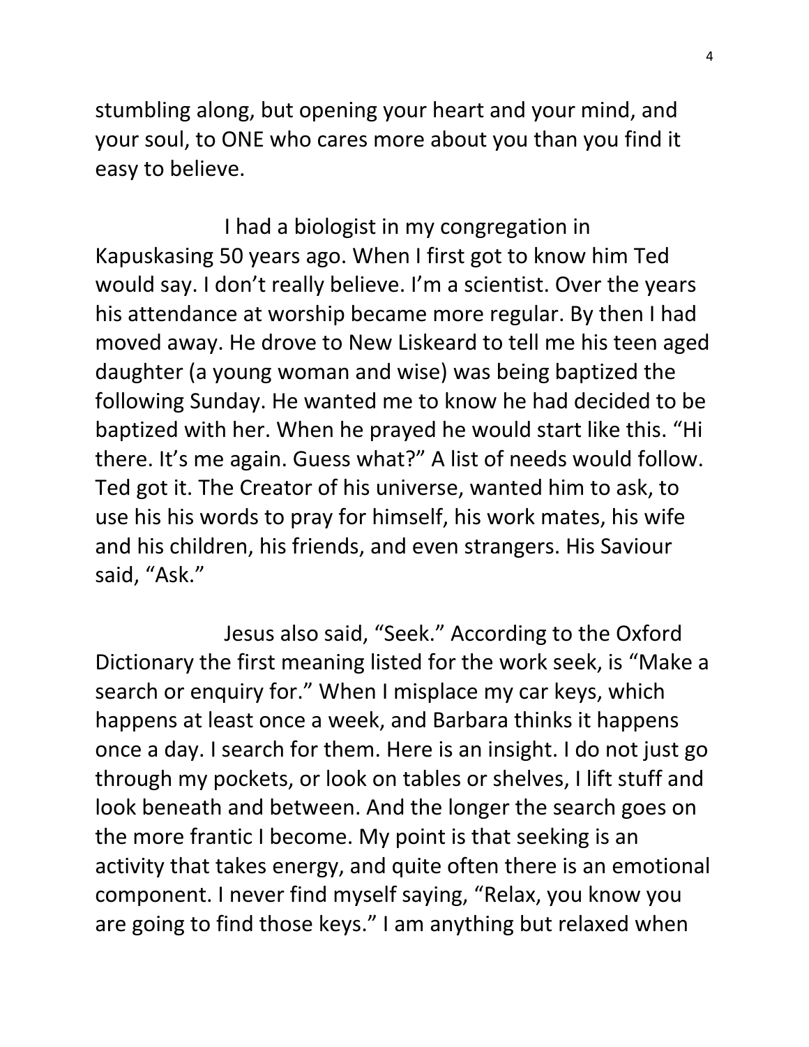stumbling along, but opening your heart and your mind, and your soul, to ONE who cares more about you than you find it easy to believe.

I had a biologist in my congregation in Kapuskasing 50 years ago. When I first got to know him Ted would say. I don't really believe. I'm a scientist. Over the years his attendance at worship became more regular. By then I had moved away. He drove to New Liskeard to tell me his teen aged daughter (a young woman and wise) was being baptized the following Sunday. He wanted me to know he had decided to be baptized with her. When he prayed he would start like this. "Hi there. It's me again. Guess what?" A list of needs would follow. Ted got it. The Creator of his universe, wanted him to ask, to use his his words to pray for himself, his work mates, his wife and his children, his friends, and even strangers. His Saviour said, "Ask."

Jesus also said, "Seek." According to the Oxford Dictionary the first meaning listed for the work seek, is "Make a search or enquiry for." When I misplace my car keys, which happens at least once a week, and Barbara thinks it happens once a day. I search for them. Here is an insight. I do not just go through my pockets, or look on tables or shelves, I lift stuff and look beneath and between. And the longer the search goes on the more frantic I become. My point is that seeking is an activity that takes energy, and quite often there is an emotional component. I never find myself saying, "Relax, you know you are going to find those keys." I am anything but relaxed when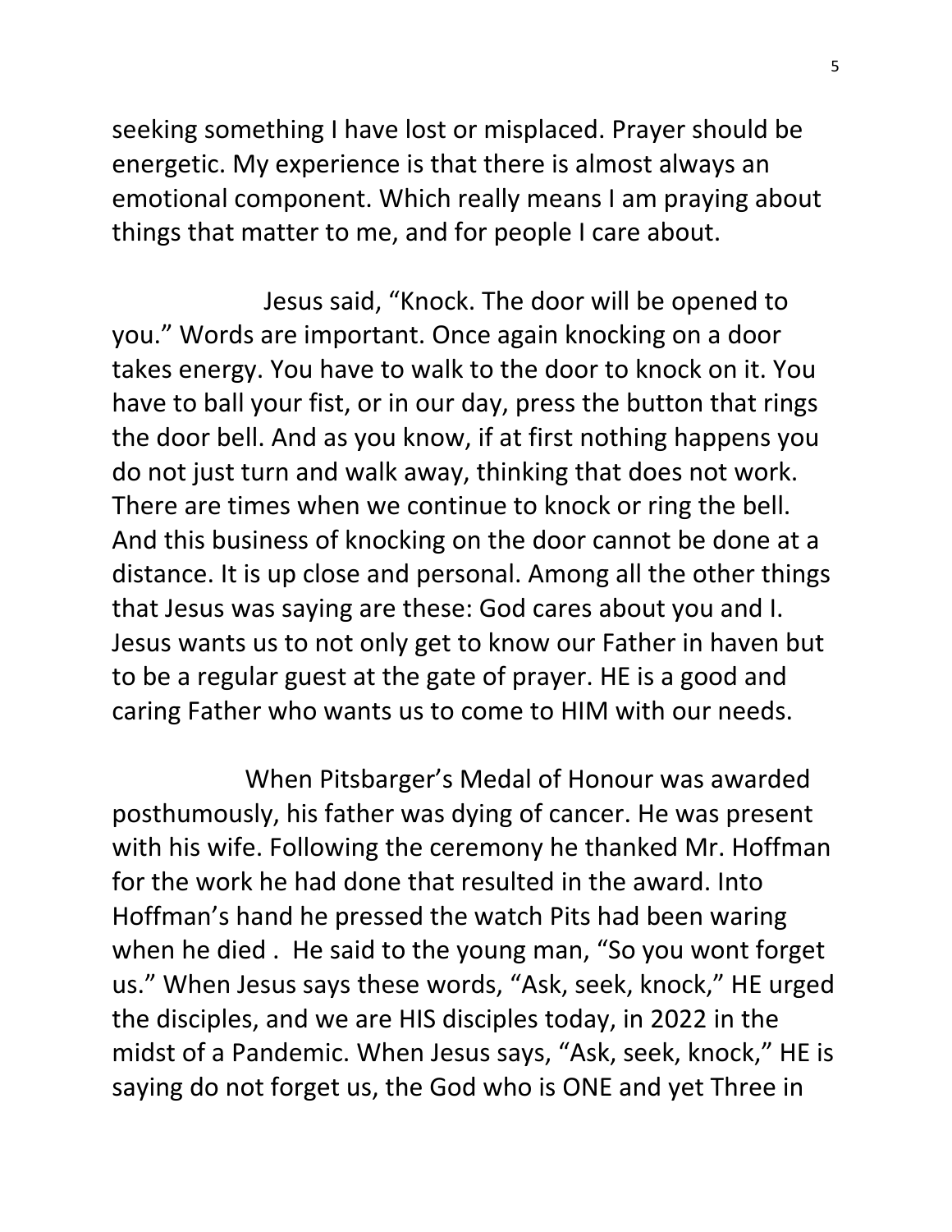seeking something I have lost or misplaced. Prayer should be energetic. My experience is that there is almost always an emotional component. Which really means I am praying about things that matter to me, and for people I care about.

Jesus said, "Knock. The door will be opened to you." Words are important. Once again knocking on a door takes energy. You have to walk to the door to knock on it. You have to ball your fist, or in our day, press the button that rings the door bell. And as you know, if at first nothing happens you do not just turn and walk away, thinking that does not work. There are times when we continue to knock or ring the bell. And this business of knocking on the door cannot be done at a distance. It is up close and personal. Among all the other things that Jesus was saying are these: God cares about you and I. Jesus wants us to not only get to know our Father in haven but to be a regular guest at the gate of prayer. HE is a good and caring Father who wants us to come to HIM with our needs.

When Pitsbarger's Medal of Honour was awarded posthumously, his father was dying of cancer. He was present with his wife. Following the ceremony he thanked Mr. Hoffman for the work he had done that resulted in the award. Into Hoffman's hand he pressed the watch Pits had been waring when he died . He said to the young man, "So you wont forget us." When Jesus says these words, "Ask, seek, knock," HE urged the disciples, and we are HIS disciples today, in 2022 in the midst of a Pandemic. When Jesus says, "Ask, seek, knock," HE is saying do not forget us, the God who is ONE and yet Three in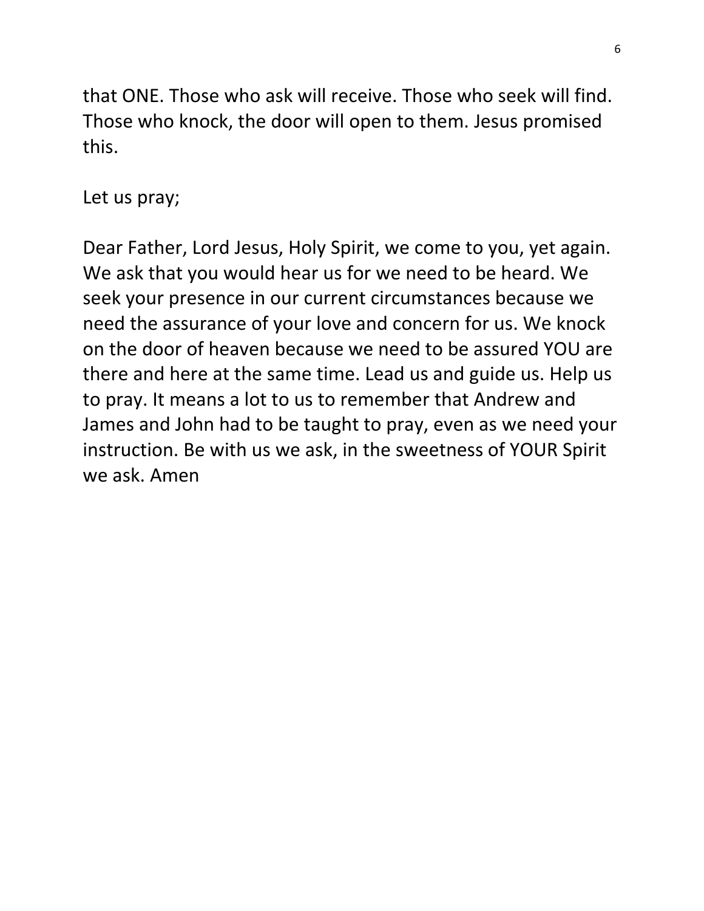that ONE. Those who ask will receive. Those who seek will find. Those who knock, the door will open to them. Jesus promised this.

Let us pray;

Dear Father, Lord Jesus, Holy Spirit, we come to you, yet again. We ask that you would hear us for we need to be heard. We seek your presence in our current circumstances because we need the assurance of your love and concern for us. We knock on the door of heaven because we need to be assured YOU are there and here at the same time. Lead us and guide us. Help us to pray. It means a lot to us to remember that Andrew and James and John had to be taught to pray, even as we need your instruction. Be with us we ask, in the sweetness of YOUR Spirit we ask. Amen